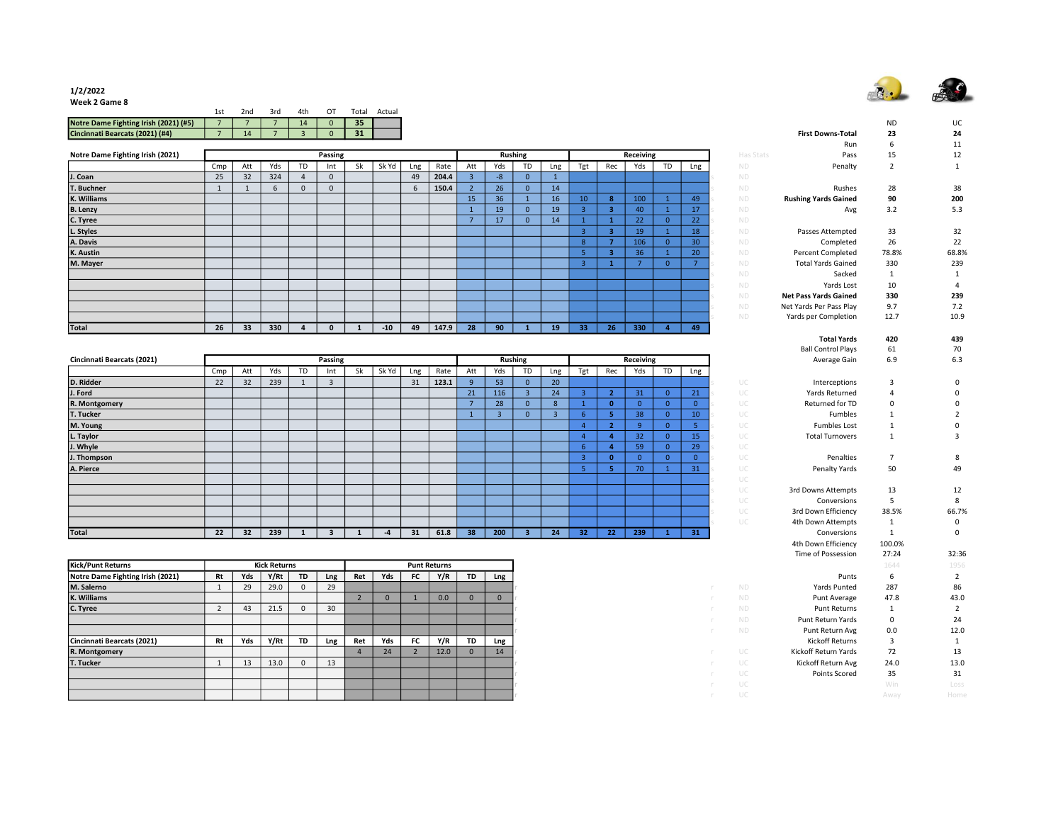1/2/2022
Week 2 Game 8

| | 1st | 2nd | 3rd | 4th | OT | Total | Actual |
|---|---|---|---|---|---|---|---|
| Notre Dame Fighting Irish (2021) (#5) | 7 | 7 | 7 | 14 | 0 | 35 | |
| Cincinnati Bearcats (2021) (#4) | 7 | 14 | 7 | 3 | 0 | 31 | |

| Notre Dame Fighting Irish (2021) | Passing | | | | | | | | | Rushing | | | | Receiving | | | | |
|---|---|---|---|---|---|---|---|---|---|---|---|---|---|---|---|---|---|---|
| | Cmp | Att | Yds | TD | Int | Sk | Sk Yd | Lng | Rate | Att | Yds | TD | Lng | Tgt | Rec | Yds | TD | Lng |
| J. Coan | 25 | 32 | 324 | 4 | 0 | | | 49 | 204.4 | 3 | -8 | 0 | 1 | | | | | |
| T. Buchner | 1 | 1 | 6 | 0 | 0 | | | 6 | 150.4 | 2 | 26 | 0 | 14 | | | | | |
| K. Williams | | | | | | | | | | 15 | 36 | 1 | 16 | 10 | 8 | 100 | 1 | 49 |
| B. Lenzy | | | | | | | | | | 1 | 19 | 0 | 19 | 3 | 3 | 40 | 1 | 17 |
| C. Tyree | | | | | | | | | | 7 | 17 | 0 | 14 | 1 | 1 | 22 | 0 | 22 |
| L. Styles | | | | | | | | | | | | | | 3 | 3 | 19 | 1 | 18 |
| A. Davis | | | | | | | | | | | | | | 8 | 7 | 106 | 0 | 30 |
| K. Austin | | | | | | | | | | | | | | 5 | 3 | 36 | 1 | 20 |
| M. Mayer | | | | | | | | | | | | | | 3 | 1 | 7 | 0 | 7 |
| Total | 26 | 33 | 330 | 4 | 0 | 1 | -10 | 49 | 147.9 | 28 | 90 | 1 | 19 | 33 | 26 | 330 | 4 | 49 |

| Cincinnati Bearcats (2021) | Passing | | | | | | | | | Rushing | | | | Receiving | | | | |
|---|---|---|---|---|---|---|---|---|---|---|---|---|---|---|---|---|---|---|
| | Cmp | Att | Yds | TD | Int | Sk | Sk Yd | Lng | Rate | Att | Yds | TD | Lng | Tgt | Rec | Yds | TD | Lng |
| D. Ridder | 22 | 32 | 239 | 1 | 3 | | | 31 | 123.1 | 9 | 53 | 0 | 20 | | | | | |
| J. Ford | | | | | | | | | | 21 | 116 | 3 | 24 | 3 | 2 | 31 | 0 | 21 |
| R. Montgomery | | | | | | | | | | 7 | 28 | 0 | 8 | 1 | 0 | 0 | 0 | 0 |
| T. Tucker | | | | | | | | | | 1 | 3 | 0 | 3 | 6 | 5 | 38 | 0 | 10 |
| M. Young | | | | | | | | | | | | | | 4 | 2 | 9 | 0 | 5 |
| L. Taylor | | | | | | | | | | | | | | 4 | 4 | 32 | 0 | 15 |
| J. Whyle | | | | | | | | | | | | | | 6 | 4 | 59 | 0 | 29 |
| J. Thompson | | | | | | | | | | | | | | 3 | 0 | 0 | 0 | 0 |
| A. Pierce | | | | | | | | | | | | | | 5 | 5 | 70 | 1 | 31 |
| Total | 22 | 32 | 239 | 1 | 3 | 1 | -4 | 31 | 61.8 | 38 | 200 | 3 | 24 | 32 | 22 | 239 | 1 | 31 |

| Kick/Punt Returns | Kick Returns | | | | | Punt Returns | | | | | |
|---|---|---|---|---|---|---|---|---|---|---|---|
| Notre Dame Fighting Irish (2021) | Rt | Yds | Y/Rt | TD | Lng | Ret | Yds | FC | Y/R | TD | Lng |
| M. Salerno | 1 | 29 | 29.0 | 0 | 29 | | | | | | |
| K. Williams | | | | | | 2 | 0 | 1 | 0.0 | 0 | 0 |
| C. Tyree | 2 | 43 | 21.5 | 0 | 30 | | | | | | |
| Cincinnati Bearcats (2021) | Rt | Yds | Y/Rt | TD | Lng | Ret | Yds | FC | Y/R | TD | Lng |
| R. Montgomery | | | | | | 4 | 24 | 2 | 12.0 | 0 | 14 |
| T. Tucker | 1 | 13 | 13.0 | 0 | 13 | | | | | | |

| | ND | UC |
|---|---|---|
| **First Downs-Total** | 23 | 24 |
| Run | 6 | 11 |
| Pass | 15 | 12 |
| Penalty | 2 | 1 |
| Rushes | 28 | 38 |
| **Rushing Yards Gained** | 90 | 200 |
| Avg | 3.2 | 5.3 |
| Passes Attempted | 33 | 32 |
| Completed | 26 | 22 |
| Percent Completed | 78.8% | 68.8% |
| Total Yards Gained | 330 | 239 |
| Sacked | 1 | 1 |
| Yards Lost | 10 | 4 |
| **Net Pass Yards Gained** | 330 | 239 |
| Net Yards Per Pass Play | 9.7 | 7.2 |
| Yards per Completion | 12.7 | 10.9 |
| **Total Yards** | 420 | 439 |
| Ball Control Plays | 61 | 70 |
| Average Gain | 6.9 | 6.3 |
| Interceptions | 3 | 0 |
| Yards Returned | 4 | 0 |
| Returned for TD | 0 | 0 |
| Fumbles | 1 | 2 |
| Fumbles Lost | 1 | 0 |
| Total Turnovers | 1 | 3 |
| Penalties | 7 | 8 |
| Penalty Yards | 50 | 49 |
| 3rd Downs Attempts | 13 | 12 |
| Conversions | 5 | 8 |
| 3rd Down Efficiency | 38.5% | 66.7% |
| 4th Down Attempts | 1 | 0 |
| Conversions | 1 | 0 |
| 4th Down Efficiency | 100.0% | |
| Time of Possession | 27:24 | 32:36 |
| | 1644 | 1956 |
| Punts | 6 | 2 |
| Yards Punted | 287 | 86 |
| Punt Average | 47.8 | 43.0 |
| Punt Returns | 1 | 2 |
| Punt Return Yards | 0 | 24 |
| Punt Return Avg | 0.0 | 12.0 |
| Kickoff Returns | 3 | 1 |
| Kickoff Return Yards | 72 | 13 |
| Kickoff Return Avg | 24.0 | 13.0 |
| Points Scored | 35 | 31 |
| | Win | Loss |
| | Away | Home |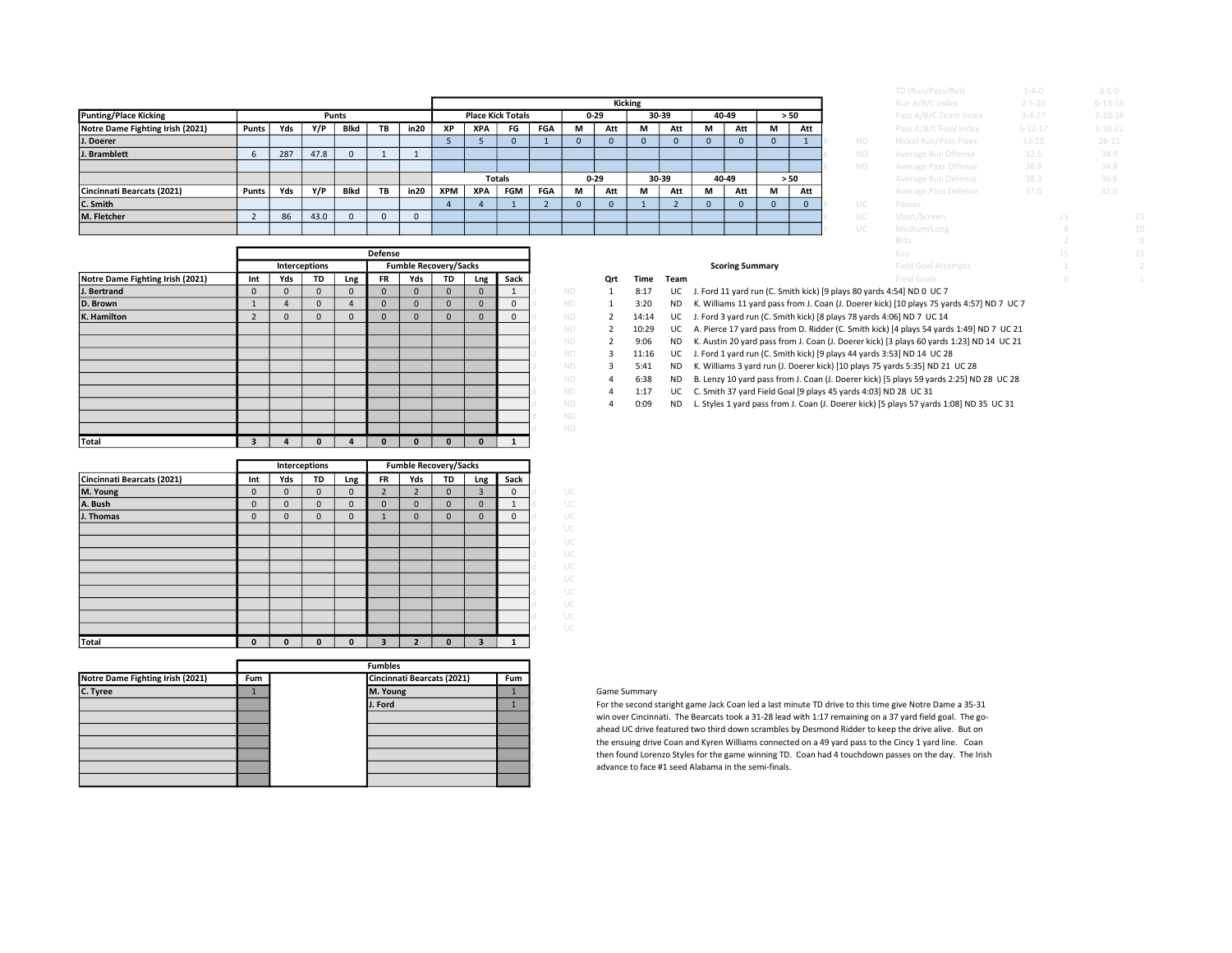| Punting/Place Kicking | | | Punts | | | | | Place Kick Totals | | | | 0-29 | | 30-39 | | 40-49 | | > 50 | |
|---|---|---|---|---|---|---|---|---|---|---|---|---|---|---|---|---|---|---|---|
| Notre Dame Fighting Irish (2021) | Punts | Yds | Y/P | Blkd | TB | in20 | XP | XPA | FG | FGA | M | Att | M | Att | M | Att | M | Att |
| J. Doerer | | | | | | | 5 | 5 | 0 | 1 | 0 | 0 | 0 | 0 | 0 | 0 | 0 | 1 |
| J. Bramblett | 6 | 287 | 47.8 | 0 | 1 | 1 | | | | | | | | | | | | |
| | | | | | | | | | | | | | | | | | | |
| | | | | | | | Totals | | | | 0-29 | | 30-39 | | 40-49 | | > 50 | |
| Cincinnati Bearcats (2021) | Punts | Yds | Y/P | Blkd | TB | in20 | XPM | XPA | FGM | FGA | M | Att | M | Att | M | Att | M | Att |
| C. Smith | | | | | | | 4 | 4 | 1 | 2 | 0 | 0 | 1 | 2 | 0 | 0 | 0 | 0 |
| M. Fletcher | 2 | 86 | 43.0 | 0 | 0 | 0 | | | | | | | | | | | | |

| | TD (Run/Pass/Ret) | | |
|---|---|---|---|
| | TD (Run/Pass/Ret) | 1-4-0 | 3-1-0 |
| | Run A/B/C Index | 2-5-20 | 6-13-18 |
| | Pass A/B/C Team Index | 3-4-27 | 7-10-16 |
| | Pass A/B/C Final Index | 5-12-17 | 1-10-22 |
| ND | Nickel Run/Pass Plays | 13-15 | 26-21 |
| ND | Average Run Offense | 32.6 | 34.9 |
| ND | Average Pass Offense | 36.9 | 34.8 |
| | Average Run Defense | 38.3 | 36.6 |
| | Average Pass Defense | 37.0 | 42.0 |
| UC | Passes | | |
| UC | Short/Screen | 25 | 22 |
| UC | Medium/Long | 8 | 10 |
| | Blitz | 2 | 0 |
| | Key | 15 | 15 |
| | Field Goal Attempts | 1 | 2 |
| | Field Goals | 0 | 1 |

## Defense

| | Interceptions | | | | Fumble Recovery/Sacks | | | | |
|---|---|---|---|---|---|---|---|---|---|
| Notre Dame Fighting Irish (2021) | Int | Yds | TD | Lng | FR | Yds | TD | Lng | Sack |
| J. Bertrand | 0 | 0 | 0 | 0 | 0 | 0 | 0 | 0 | 1 |
| D. Brown | 1 | 4 | 0 | 4 | 0 | 0 | 0 | 0 | 0 |
| K. Hamilton | 2 | 0 | 0 | 0 | 0 | 0 | 0 | 0 | 0 |
| Total | 3 | 4 | 0 | 4 | 0 | 0 | 0 | 0 | 1 |

| | Interceptions | | | | Fumble Recovery/Sacks | | | | |
|---|---|---|---|---|---|---|---|---|---|
| Cincinnati Bearcats (2021) | Int | Yds | TD | Lng | FR | Yds | TD | Lng | Sack |
| M. Young | 0 | 0 | 0 | 0 | 2 | 2 | 0 | 3 | 0 |
| A. Bush | 0 | 0 | 0 | 0 | 0 | 0 | 0 | 0 | 1 |
| J. Thomas | 0 | 0 | 0 | 0 | 1 | 0 | 0 | 0 | 0 |
| Total | 0 | 0 | 0 | 0 | 3 | 2 | 0 | 3 | 1 |

## Scoring Summary

| Qrt | Time | Team | |
|---|---|---|---|
| 1 | 8:17 | UC | J. Ford 11 yard run (C. Smith kick) [9 plays 80 yards 4:54] ND 0 UC 7 |
| 1 | 3:20 | ND | K. Williams 11 yard pass from J. Coan (J. Doerer kick) [10 plays 75 yards 4:57] ND 7 UC 7 |
| 2 | 14:14 | UC | J. Ford 3 yard run (C. Smith kick) [8 plays 78 yards 4:06] ND 7 UC 14 |
| 2 | 10:29 | UC | A. Pierce 17 yard pass from D. Ridder (C. Smith kick) [4 plays 54 yards 1:49] ND 7 UC 21 |
| 2 | 9:06 | ND | K. Austin 20 yard pass from J. Coan (J. Doerer kick) [3 plays 60 yards 1:23] ND 14 UC 21 |
| 3 | 11:16 | UC | J. Ford 1 yard run (C. Smith kick) [9 plays 44 yards 3:53] ND 14 UC 28 |
| 3 | 5:41 | ND | K. Williams 3 yard run (J. Doerer kick) [10 plays 75 yards 5:35] ND 21 UC 28 |
| 4 | 6:38 | ND | B. Lenzy 10 yard pass from J. Coan (J. Doerer kick) [5 plays 59 yards 2:25] ND 28 UC 28 |
| 4 | 1:17 | UC | C. Smith 37 yard Field Goal [9 plays 45 yards 4:03] ND 28 UC 31 |
| 4 | 0:09 | ND | L. Styles 1 yard pass from J. Coan (J. Doerer kick) [5 plays 57 yards 1:08] ND 35 UC 31 |

## Fumbles

| Notre Dame Fighting Irish (2021) | Fum | | Cincinnati Bearcats (2021) | Fum |
|---|---|---|---|---|
| C. Tyree | 1 | | M. Young | 1 |
| | | | J. Ford | 1 |

Game Summary

For the second staright game Jack Coan led a last minute TD drive to this time give Notre Dame a 35-31 win over Cincinnati. The Bearcats took a 31-28 lead with 1:17 remaining on a 37 yard field goal. The go-ahead UC drive featured two third down scrambles by Desmond Ridder to keep the drive alive. But on the ensuing drive Coan and Kyren Williams connected on a 49 yard pass to the Cincy 1 yard line. Coan then found Lorenzo Styles for the game winning TD. Coan had 4 touchdown passes on the day. The Irish advance to face #1 seed Alabama in the semi-finals.